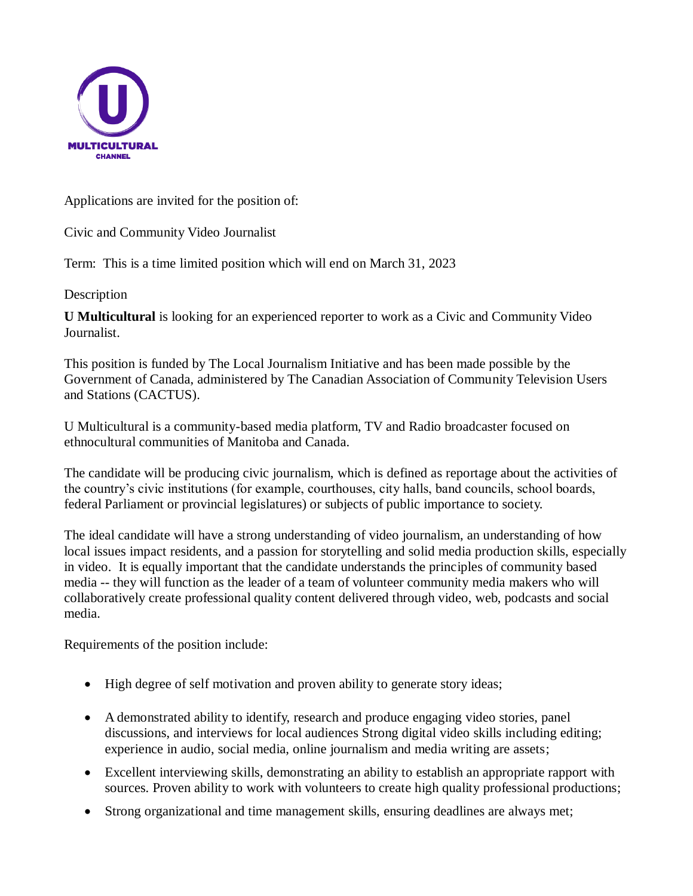Applications are invited for the position of:

Civic and Community Video Journalist

Term: This is a time limited position which will end on March 31, 2023

Description

**U Multicultural** is looking for an experienced reporter to work as a Civic and Community Video Journalist.

This position is funded by The Local Journalism Initiative and has been made possible by the Government of Canada, administered by The Canadian Association of Community Television Users and Stations (CACTUS).

U Multicultural is a community-based media platform, TV and Radio broadcaster focused on ethnocultural communities of Manitoba and Canada.

The candidate will be producing civic journalism, which is defined as reportage about the activities of the country's civic institutions (for example, courthouses, city halls, band councils, school boards, federal Parliament or provincial legislatures) or subjects of public importance to society.

The ideal candidate will have a strong understanding of video journalism, an understanding of how local issues impact residents, and a passion for storytelling and solid media production skills, especially in video. It is equally important that the candidate understands the principles of community based media -- they will function as the leader of a team of volunteer community media makers who will collaboratively create professional quality content delivered through video, web, podcasts and social media.

Requirements of the position include:

- High degree of self motivation and proven ability to generate story ideas;
- A demonstrated ability to identify, research and produce engaging video stories, panel discussions, and interviews for local audiences Strong digital video skills including editing; experience in audio, social media, online journalism and media writing are assets;
- Excellent interviewing skills, demonstrating an ability to establish an appropriate rapport with sources. Proven ability to work with volunteers to create high quality professional productions;
- Strong organizational and time management skills, ensuring deadlines are always met;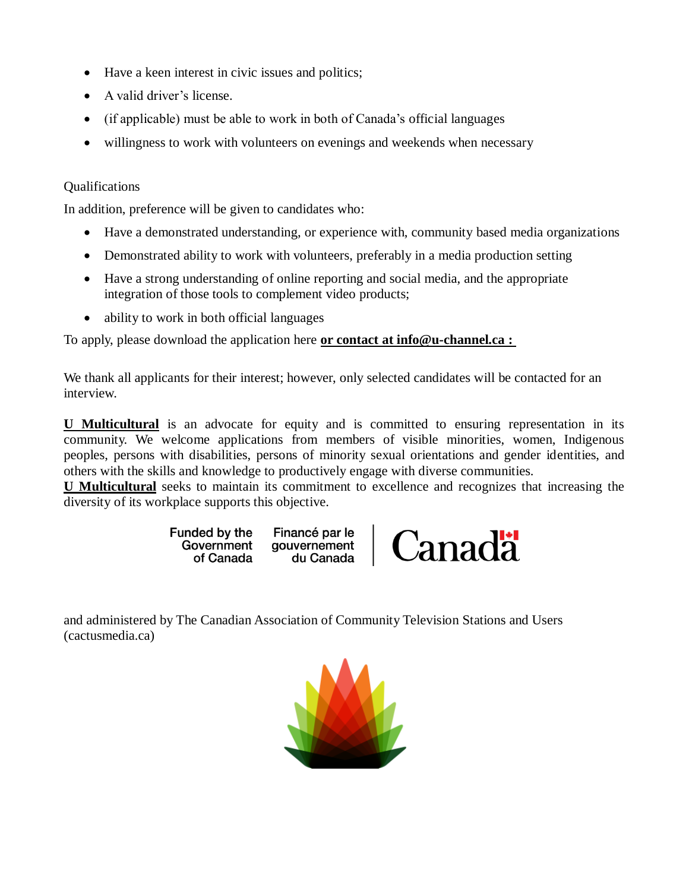- Have a keen interest in civic issues and politics;
- A valid driver's license.
- (if applicable) must be able to work in both of Canada's official languages
- willingness to work with volunteers on evenings and weekends when necessary

Qualifications

In addition, preference will be given to candidates who:

- Have a demonstrated understanding, or experience with, community based media organizations
- Demonstrated ability to work with volunteers, preferably in a media production setting
- Have a strong understanding of online reporting and social media, and the appropriate integration of those tools to complement video products;
- ability to work in both official languages

To apply, please download the application here **or contact at info@u-channel.ca :**

We thank all applicants for their interest; however, only selected candidates will be contacted for an interview.

**U Multicultural** is an advocate for equity and is committed to ensuring representation in its community. We welcome applications from members of visible minorities, women, Indigenous peoples, persons with disabilities, persons of minority sexual orientations and gender identities, and others with the skills and knowledge to productively engage with diverse communities.

**U Multicultural** seeks to maintain its commitment to excellence and recognizes that increasing the diversity of its workplace supports this objective.

Funded by the Government of Canada | Financé par le gouvernement du Canada | Canada

and administered by The Canadian Association of Community Television Stations and Users (cactusmedia.ca)